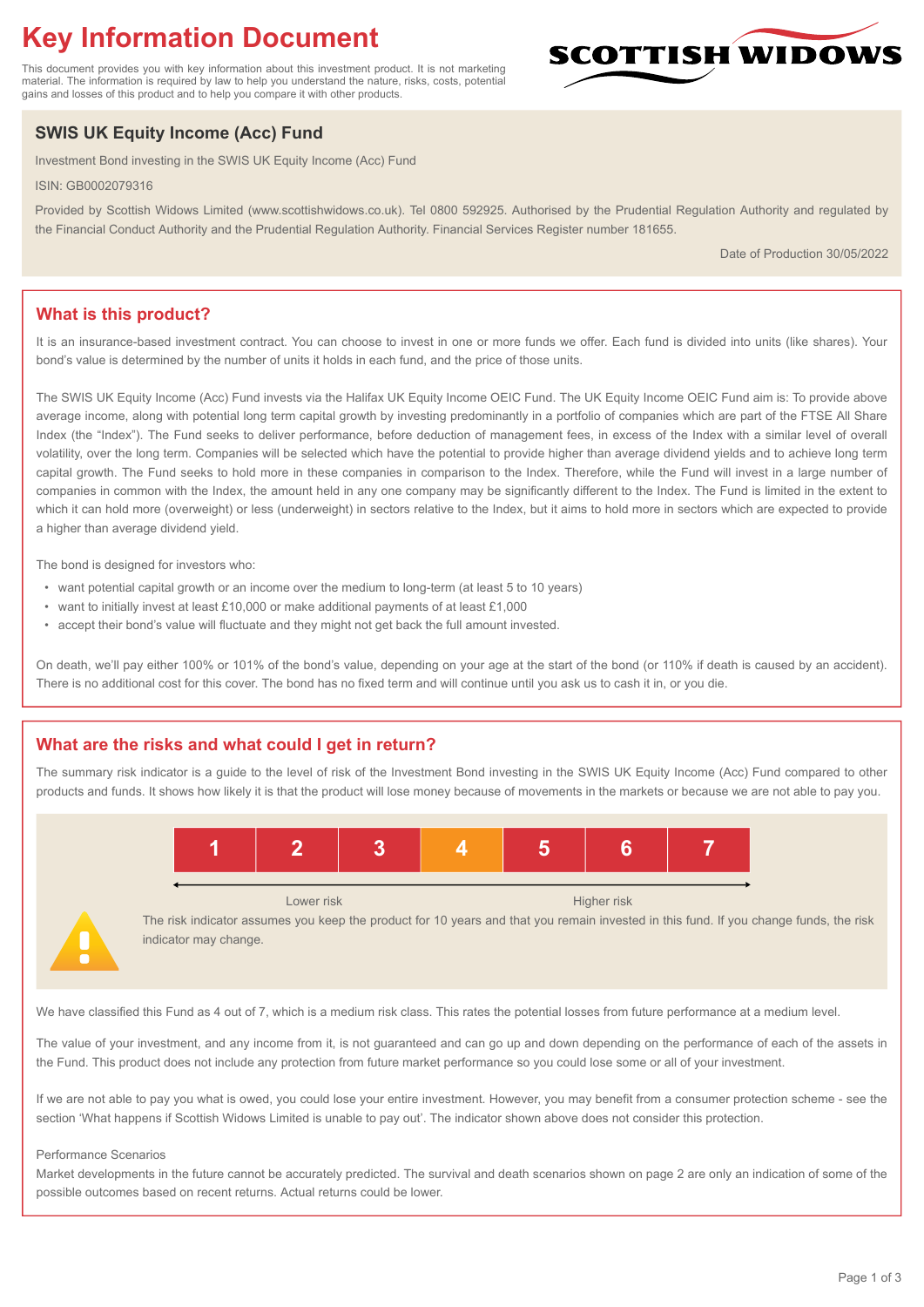# Key Information Document

This document provides you with key information about this investment product. It is not marketing material. The information is required by law to help you understand the nature, risks, costs, potential gains and losses of this product and to help you compare it with other products.

SCOTTISH WIDOWS

## SWIS UK Equity Income (Acc) Fund

Investment Bond investing in the SWIS UK Equity Income (Acc) Fund

ISIN: GB0002079316

Provided by Scottish Widows Limited (www.scottishwidows.co.uk). Tel 0800 592925. Authorised by the Prudential Regulation Authority and regulated by the Financial Conduct Authority and the Prudential Regulation Authority. Financial Services Register number 181655.

Date of Production 30/05/2022

## What is this product?

It is an insurance-based investment contract. You can choose to invest in one or more funds we offer. Each fund is divided into units (like shares). Your bond's value is determined by the number of units it holds in each fund, and the price of those units.

The SWIS UK Equity Income (Acc) Fund invests via the Halifax UK Equity Income OEIC Fund. The UK Equity Income OEIC Fund aim is: To provide above average income, along with potential long term capital growth by investing predominantly in a portfolio of companies which are part of the FTSE All Share Index (the "Index"). The Fund seeks to deliver performance, before deduction of management fees, in excess of the Index with a similar level of overall volatility, over the long term. Companies will be selected which have the potential to provide higher than average dividend yields and to achieve long term capital growth. The Fund seeks to hold more in these companies in comparison to the Index. Therefore, while the Fund will invest in a large number of companies in common with the Index, the amount held in any one company may be significantly different to the Index. The Fund is limited in the extent to which it can hold more (overweight) or less (underweight) in sectors relative to the Index, but it aims to hold more in sectors which are expected to provide a higher than average dividend yield.

The bond is designed for investors who:

- want potential capital growth or an income over the medium to long-term (at least 5 to 10 years)
- want to initially invest at least £10,000 or make additional payments of at least £1,000
- accept their bond's value will fluctuate and they might not get back the full amount invested.

On death, we'll pay either 100% or 101% of the bond's value, depending on your age at the start of the bond (or 110% if death is caused by an accident). There is no additional cost for this cover. The bond has no fixed term and will continue until you ask us to cash it in, or you die.

## What are the risks and what could I get in return?

The summary risk indicator is a guide to the level of risk of the Investment Bond investing in the SWIS UK Equity Income (Acc) Fund compared to other products and funds. It shows how likely it is that the product will lose money because of movements in the markets or because we are not able to pay you.

| 1 | 2 | 3 | **4** | 5 | 6 | 7 |
|---|---|---|---|---|---|---|

Lower risk ← → Higher risk

The risk indicator assumes you keep the product for 10 years and that you remain invested in this fund. If you change funds, the risk indicator may change.

We have classified this Fund as 4 out of 7, which is a medium risk class. This rates the potential losses from future performance at a medium level.

The value of your investment, and any income from it, is not guaranteed and can go up and down depending on the performance of each of the assets in the Fund. This product does not include any protection from future market performance so you could lose some or all of your investment.

If we are not able to pay you what is owed, you could lose your entire investment. However, you may benefit from a consumer protection scheme - see the section 'What happens if Scottish Widows Limited is unable to pay out'. The indicator shown above does not consider this protection.

Performance Scenarios

Market developments in the future cannot be accurately predicted. The survival and death scenarios shown on page 2 are only an indication of some of the possible outcomes based on recent returns. Actual returns could be lower.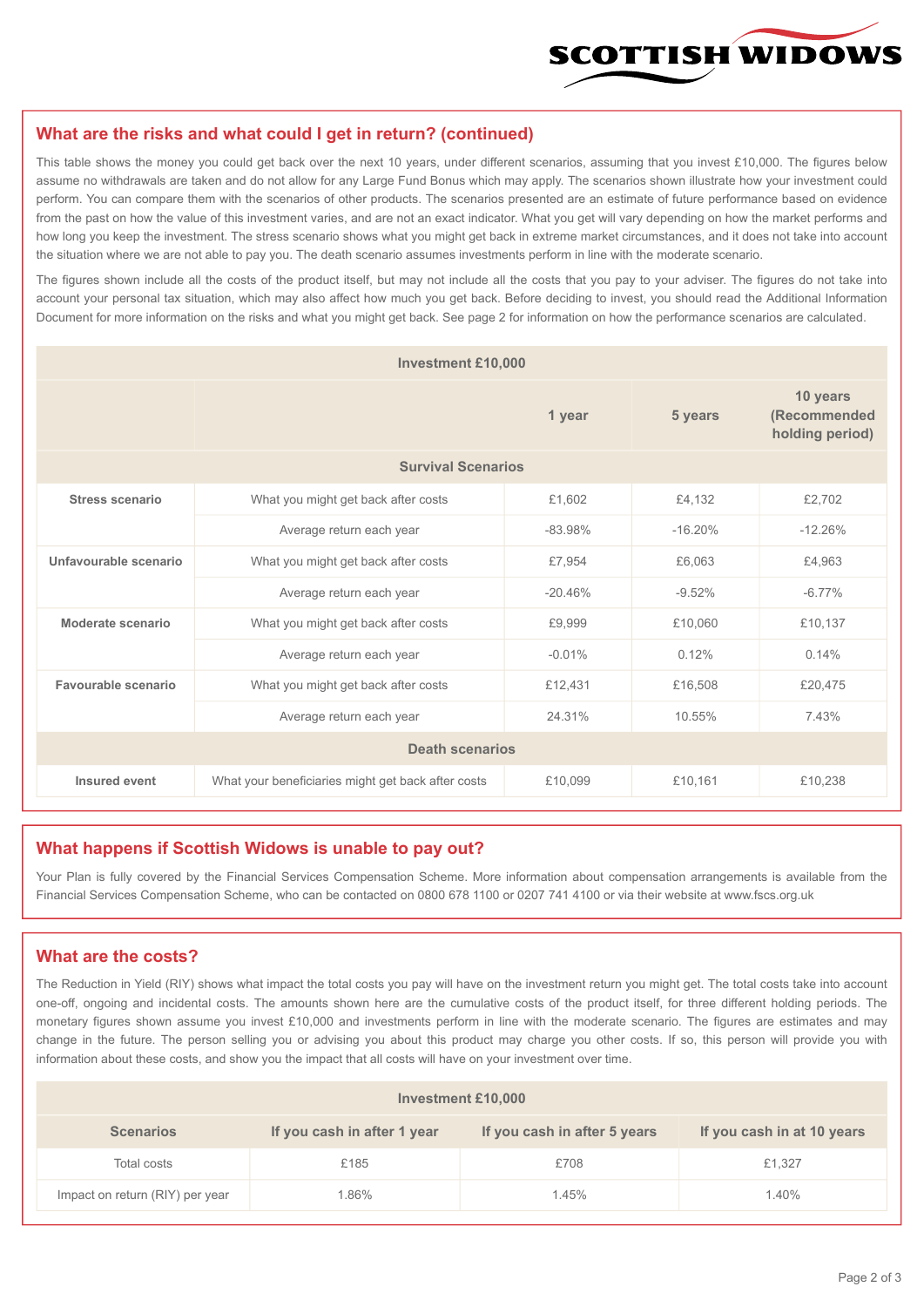## What are the risks and what could I get in return? (continued)

This table shows the money you could get back over the next 10 years, under different scenarios, assuming that you invest £10,000. The figures below assume no withdrawals are taken and do not allow for any Large Fund Bonus which may apply. The scenarios shown illustrate how your investment could perform. You can compare them with the scenarios of other products. The scenarios presented are an estimate of future performance based on evidence from the past on how the value of this investment varies, and are not an exact indicator. What you get will vary depending on how the market performs and how long you keep the investment. The stress scenario shows what you might get back in extreme market circumstances, and it does not take into account the situation where we are not able to pay you. The death scenario assumes investments perform in line with the moderate scenario.

The figures shown include all the costs of the product itself, but may not include all the costs that you pay to your adviser. The figures do not take into account your personal tax situation, which may also affect how much you get back. Before deciding to invest, you should read the Additional Information Document for more information on the risks and what you might get back. See page 2 for information on how the performance scenarios are calculated.

| Investment £10,000 | | | | |
|---|---|---|---|---|
| | | 1 year | 5 years | 10 years (Recommended holding period) |
| **Survival Scenarios** | | | | |
| **Stress scenario** | What you might get back after costs | £1,602 | £4,132 | £2,702 |
| | Average return each year | -83.98% | -16.20% | -12.26% |
| **Unfavourable scenario** | What you might get back after costs | £7,954 | £6,063 | £4,963 |
| | Average return each year | -20.46% | -9.52% | -6.77% |
| **Moderate scenario** | What you might get back after costs | £9,999 | £10,060 | £10,137 |
| | Average return each year | -0.01% | 0.12% | 0.14% |
| **Favourable scenario** | What you might get back after costs | £12,431 | £16,508 | £20,475 |
| | Average return each year | 24.31% | 10.55% | 7.43% |
| **Death scenarios** | | | | |
| **Insured event** | What your beneficiaries might get back after costs | £10,099 | £10,161 | £10,238 |

## What happens if Scottish Widows is unable to pay out?

Your Plan is fully covered by the Financial Services Compensation Scheme. More information about compensation arrangements is available from the Financial Services Compensation Scheme, who can be contacted on 0800 678 1100 or 0207 741 4100 or via their website at www.fscs.org.uk

## What are the costs?

The Reduction in Yield (RIY) shows what impact the total costs you pay will have on the investment return you might get. The total costs take into account one-off, ongoing and incidental costs. The amounts shown here are the cumulative costs of the product itself, for three different holding periods. The monetary figures shown assume you invest £10,000 and investments perform in line with the moderate scenario. The figures are estimates and may change in the future. The person selling you or advising you about this product may charge you other costs. If so, this person will provide you with information about these costs, and show you the impact that all costs will have on your investment over time.

| Investment £10,000 | | | |
|---|---|---|---|
| **Scenarios** | **If you cash in after 1 year** | **If you cash in after 5 years** | **If you cash in at 10 years** |
| Total costs | £185 | £708 | £1,327 |
| Impact on return (RIY) per year | 1.86% | 1.45% | 1.40% |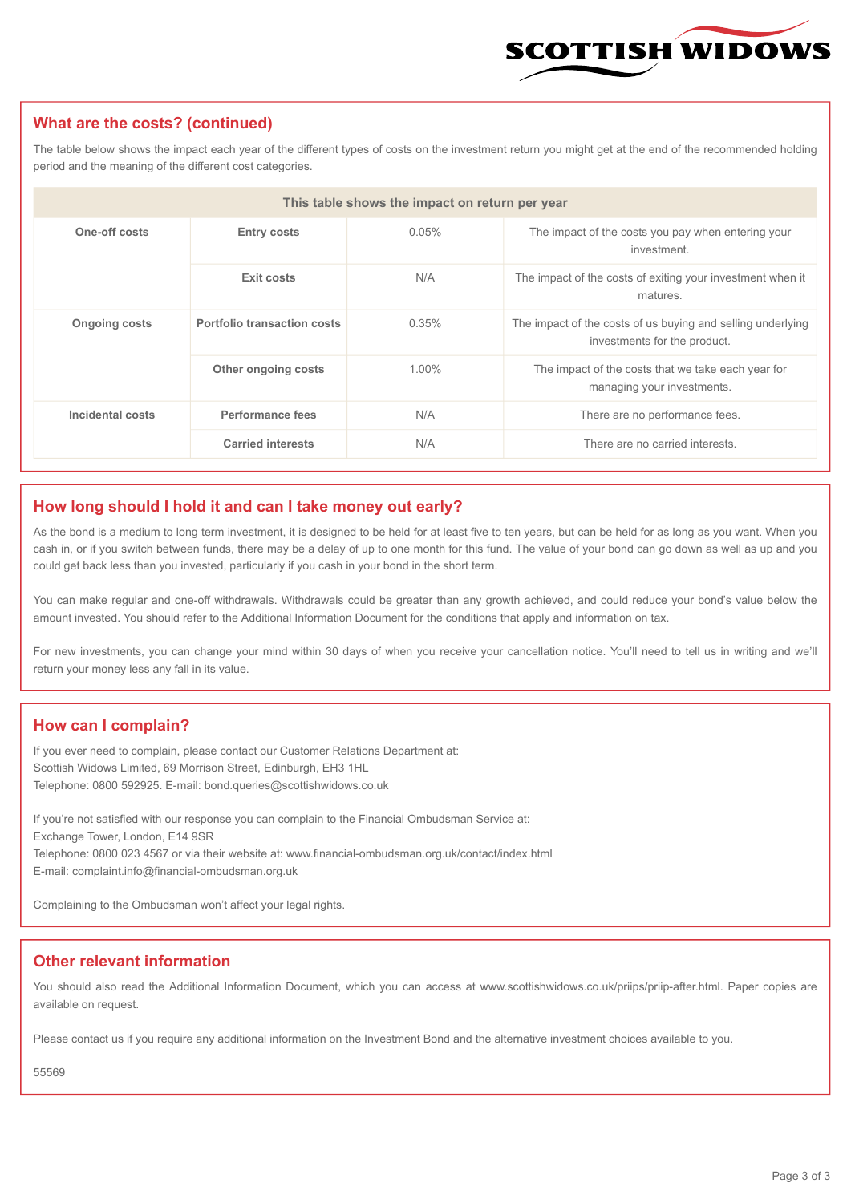## What are the costs? (continued)

The table below shows the impact each year of the different types of costs on the investment return you might get at the end of the recommended holding period and the meaning of the different cost categories.

| This table shows the impact on return per year | | | |
|---|---|---|---|
| **One-off costs** | **Entry costs** | 0.05% | The impact of the costs you pay when entering your investment. |
| | **Exit costs** | N/A | The impact of the costs of exiting your investment when it matures. |
| **Ongoing costs** | **Portfolio transaction costs** | 0.35% | The impact of the costs of us buying and selling underlying investments for the product. |
| | **Other ongoing costs** | 1.00% | The impact of the costs that we take each year for managing your investments. |
| **Incidental costs** | **Performance fees** | N/A | There are no performance fees. |
| | **Carried interests** | N/A | There are no carried interests. |

## How long should I hold it and can I take money out early?

As the bond is a medium to long term investment, it is designed to be held for at least five to ten years, but can be held for as long as you want. When you cash in, or if you switch between funds, there may be a delay of up to one month for this fund. The value of your bond can go down as well as up and you could get back less than you invested, particularly if you cash in your bond in the short term.

You can make regular and one-off withdrawals. Withdrawals could be greater than any growth achieved, and could reduce your bond's value below the amount invested. You should refer to the Additional Information Document for the conditions that apply and information on tax.

For new investments, you can change your mind within 30 days of when you receive your cancellation notice. You'll need to tell us in writing and we'll return your money less any fall in its value.

## How can I complain?

If you ever need to complain, please contact our Customer Relations Department at:
Scottish Widows Limited, 69 Morrison Street, Edinburgh, EH3 1HL
Telephone: 0800 592925. E-mail: bond.queries@scottishwidows.co.uk

If you're not satisfied with our response you can complain to the Financial Ombudsman Service at:
Exchange Tower, London, E14 9SR
Telephone: 0800 023 4567 or via their website at: www.financial-ombudsman.org.uk/contact/index.html
E-mail: complaint.info@financial-ombudsman.org.uk

Complaining to the Ombudsman won't affect your legal rights.

## Other relevant information

You should also read the Additional Information Document, which you can access at www.scottishwidows.co.uk/priips/priip-after.html. Paper copies are available on request.

Please contact us if you require any additional information on the Investment Bond and the alternative investment choices available to you.

55569